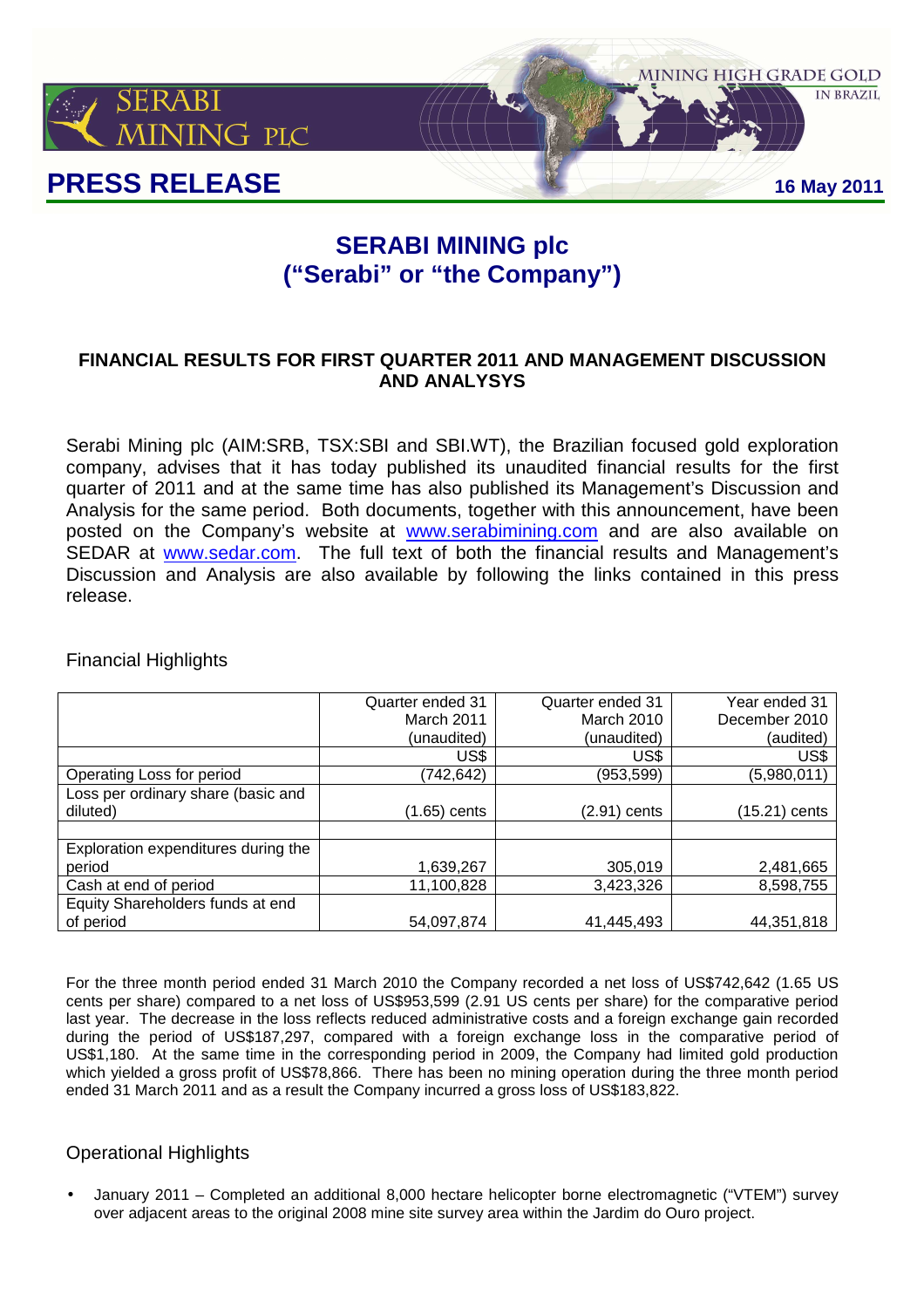# PRESS RELEASE

**16 May 2011**

## SERABI MINING plc
## ("Serabi" or "the Company")

### FINANCIAL RESULTS FOR FIRST QUARTER 2011 AND MANAGEMENT DISCUSSION AND ANALYSYS

Serabi Mining plc (AIM:SRB, TSX:SBI and SBI.WT), the Brazilian focused gold exploration company, advises that it has today published its unaudited financial results for the first quarter of 2011 and at the same time has also published its Management's Discussion and Analysis for the same period. Both documents, together with this announcement, have been posted on the Company's website at www.serabimining.com and are also available on SEDAR at www.sedar.com. The full text of both the financial results and Management's Discussion and Analysis are also available by following the links contained in this press release.

Financial Highlights

| | Quarter ended 31 March 2011 (unaudited) | Quarter ended 31 March 2010 (unaudited) | Year ended 31 December 2010 (audited) |
|---|---|---|---|
| | US$ | US$ | US$ |
| Operating Loss for period | (742,642) | (953,599) | (5,980,011) |
| Loss per ordinary share (basic and diluted) | (1.65) cents | (2.91) cents | (15.21) cents |
| | | | |
| Exploration expenditures during the period | 1,639,267 | 305,019 | 2,481,665 |
| Cash at end of period | 11,100,828 | 3,423,326 | 8,598,755 |
| Equity Shareholders funds at end of period | 54,097,874 | 41,445,493 | 44,351,818 |

For the three month period ended 31 March 2010 the Company recorded a net loss of US$742,642 (1.65 US cents per share) compared to a net loss of US$953,599 (2.91 US cents per share) for the comparative period last year. The decrease in the loss reflects reduced administrative costs and a foreign exchange gain recorded during the period of US$187,297, compared with a foreign exchange loss in the comparative period of US$1,180. At the same time in the corresponding period in 2009, the Company had limited gold production which yielded a gross profit of US$78,866. There has been no mining operation during the three month period ended 31 March 2011 and as a result the Company incurred a gross loss of US$183,822.

Operational Highlights

- January 2011 – Completed an additional 8,000 hectare helicopter borne electromagnetic ("VTEM") survey over adjacent areas to the original 2008 mine site survey area within the Jardim do Ouro project.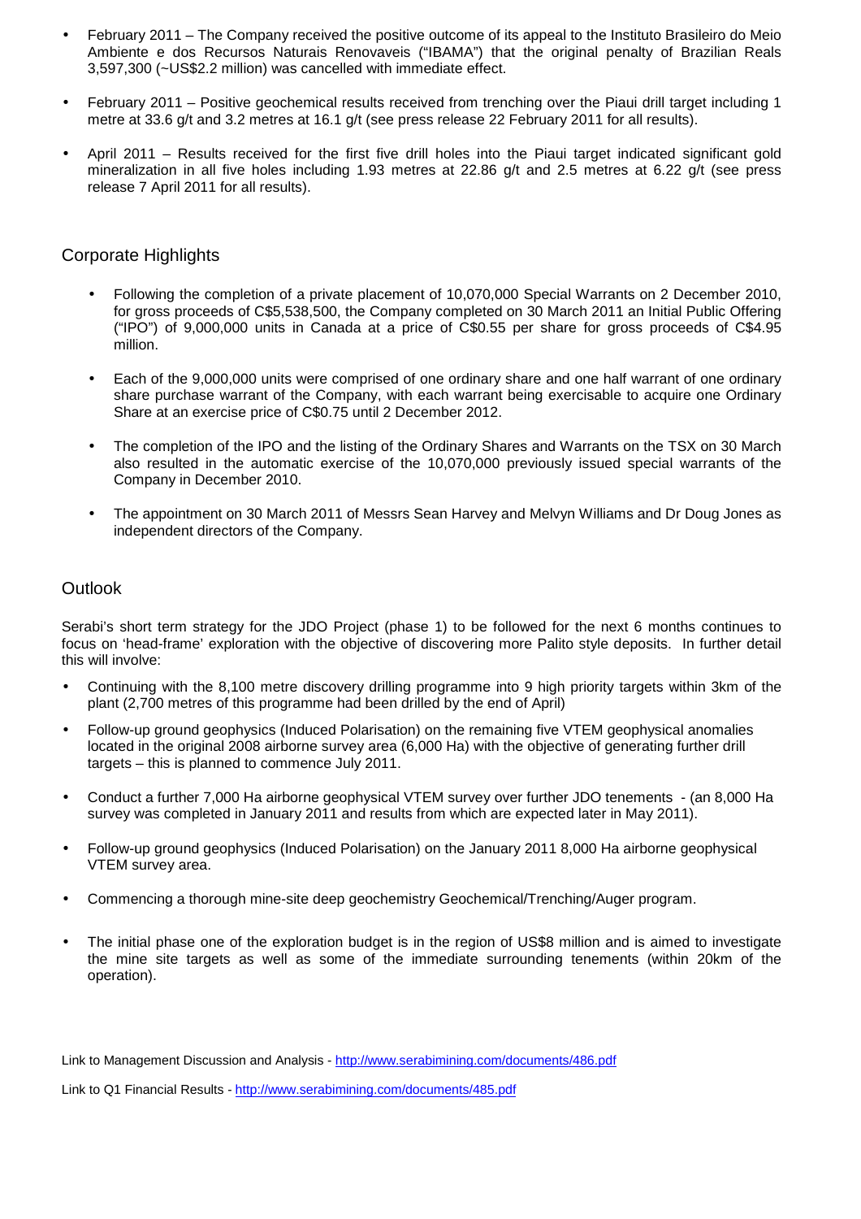- February 2011 – The Company received the positive outcome of its appeal to the Instituto Brasileiro do Meio Ambiente e dos Recursos Naturais Renovaveis ("IBAMA") that the original penalty of Brazilian Reals 3,597,300 (~US$2.2 million) was cancelled with immediate effect.
- February 2011 – Positive geochemical results received from trenching over the Piaui drill target including 1 metre at 33.6 g/t and 3.2 metres at 16.1 g/t (see press release 22 February 2011 for all results).
- April 2011 – Results received for the first five drill holes into the Piaui target indicated significant gold mineralization in all five holes including 1.93 metres at 22.86 g/t and 2.5 metres at 6.22 g/t (see press release 7 April 2011 for all results).

## Corporate Highlights

- Following the completion of a private placement of 10,070,000 Special Warrants on 2 December 2010, for gross proceeds of C$5,538,500, the Company completed on 30 March 2011 an Initial Public Offering ("IPO") of 9,000,000 units in Canada at a price of C$0.55 per share for gross proceeds of C$4.95 million.
- Each of the 9,000,000 units were comprised of one ordinary share and one half warrant of one ordinary share purchase warrant of the Company, with each warrant being exercisable to acquire one Ordinary Share at an exercise price of C$0.75 until 2 December 2012.
- The completion of the IPO and the listing of the Ordinary Shares and Warrants on the TSX on 30 March also resulted in the automatic exercise of the 10,070,000 previously issued special warrants of the Company in December 2010.
- The appointment on 30 March 2011 of Messrs Sean Harvey and Melvyn Williams and Dr Doug Jones as independent directors of the Company.

## Outlook

Serabi's short term strategy for the JDO Project (phase 1) to be followed for the next 6 months continues to focus on 'head-frame' exploration with the objective of discovering more Palito style deposits. In further detail this will involve:

- Continuing with the 8,100 metre discovery drilling programme into 9 high priority targets within 3km of the plant (2,700 metres of this programme had been drilled by the end of April)
- Follow-up ground geophysics (Induced Polarisation) on the remaining five VTEM geophysical anomalies located in the original 2008 airborne survey area (6,000 Ha) with the objective of generating further drill targets – this is planned to commence July 2011.
- Conduct a further 7,000 Ha airborne geophysical VTEM survey over further JDO tenements - (an 8,000 Ha survey was completed in January 2011 and results from which are expected later in May 2011).
- Follow-up ground geophysics (Induced Polarisation) on the January 2011 8,000 Ha airborne geophysical VTEM survey area.
- Commencing a thorough mine-site deep geochemistry Geochemical/Trenching/Auger program.
- The initial phase one of the exploration budget is in the region of US$8 million and is aimed to investigate the mine site targets as well as some of the immediate surrounding tenements (within 20km of the operation).

Link to Management Discussion and Analysis - http://www.serabimining.com/documents/486.pdf

Link to Q1 Financial Results - http://www.serabimining.com/documents/485.pdf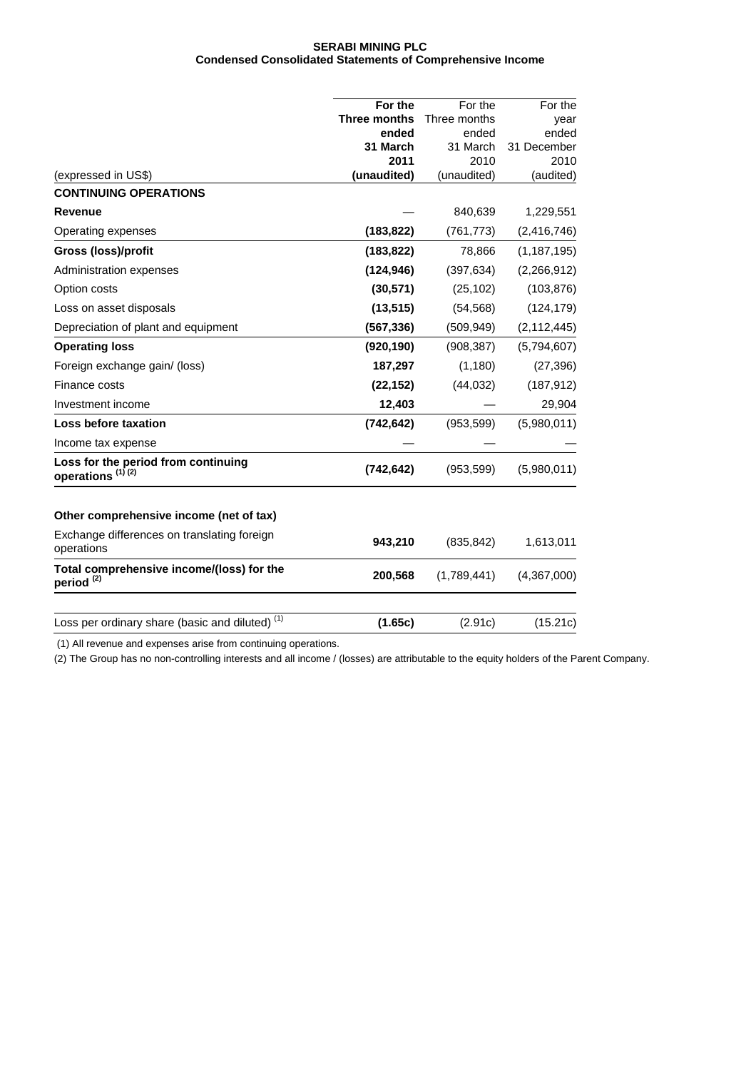**SERABI MINING PLC**
**Condensed Consolidated Statements of Comprehensive Income**

| (expressed in US$) | **For the Three months ended 31 March 2011 (unaudited)** | For the Three months ended 31 March 2010 (unaudited) | For the year ended 31 December 2010 (audited) |
|---|---|---|---|
| **CONTINUING OPERATIONS** | | | |
| **Revenue** | — | 840,639 | 1,229,551 |
| Operating expenses | **(183,822)** | (761,773) | (2,416,746) |
| **Gross (loss)/profit** | **(183,822)** | 78,866 | (1,187,195) |
| Administration expenses | **(124,946)** | (397,634) | (2,266,912) |
| Option costs | **(30,571)** | (25,102) | (103,876) |
| Loss on asset disposals | **(13,515)** | (54,568) | (124,179) |
| Depreciation of plant and equipment | **(567,336)** | (509,949) | (2,112,445) |
| **Operating loss** | **(920,190)** | (908,387) | (5,794,607) |
| Foreign exchange gain/ (loss) | **187,297** | (1,180) | (27,396) |
| Finance costs | **(22,152)** | (44,032) | (187,912) |
| Investment income | **12,403** | — | 29,904 |
| **Loss before taxation** | **(742,642)** | (953,599) | (5,980,011) |
| Income tax expense | — | — | — |
| **Loss for the period from continuing operations (1) (2)** | **(742,642)** | (953,599) | (5,980,011) |
| | | | |
| **Other comprehensive income (net of tax)** | | | |
| Exchange differences on translating foreign operations | **943,210** | (835,842) | 1,613,011 |
| **Total comprehensive income/(loss) for the period (2)** | **200,568** | (1,789,441) | (4,367,000) |
| | | | |
| Loss per ordinary share (basic and diluted) (1) | **(1.65c)** | (2.91c) | (15.21c) |

(1) All revenue and expenses arise from continuing operations.

(2) The Group has no non-controlling interests and all income / (losses) are attributable to the equity holders of the Parent Company.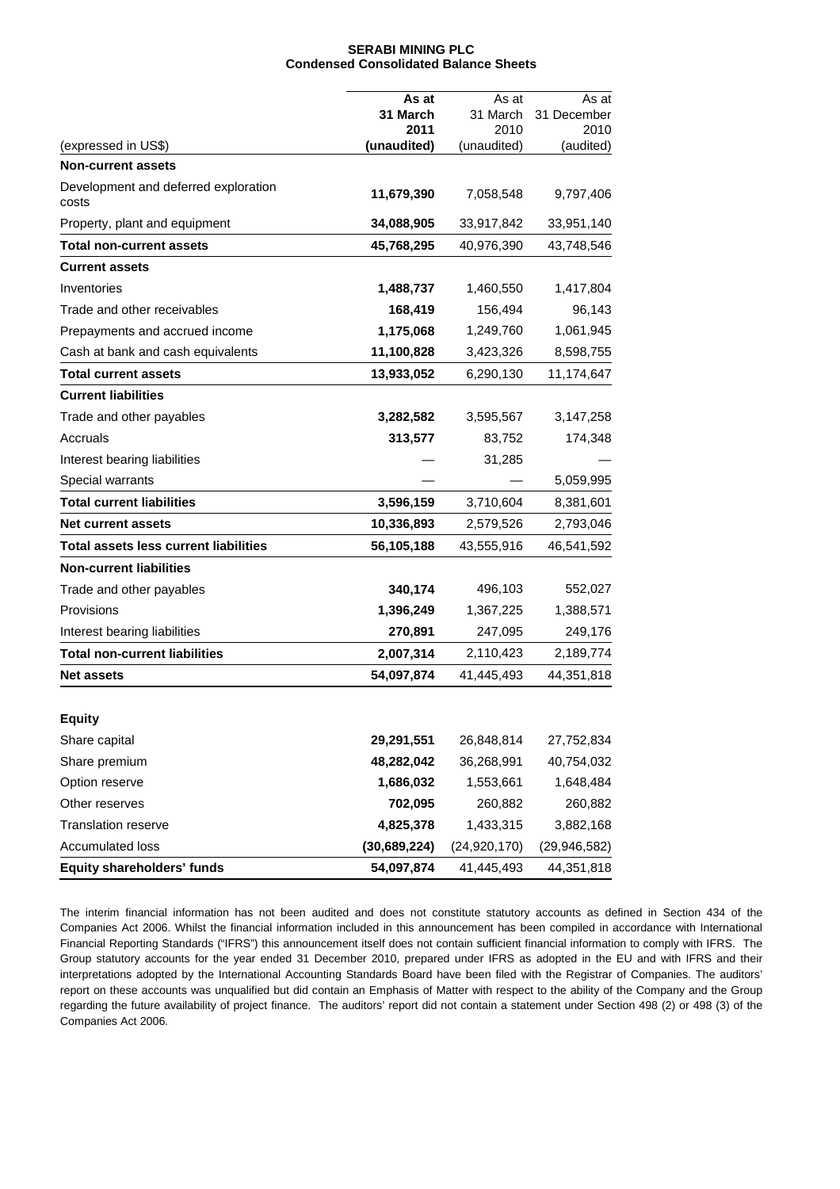**SERABI MINING PLC**
**Condensed Consolidated Balance Sheets**

| (expressed in US$) | **As at 31 March 2011 (unaudited)** | As at 31 March 2010 (unaudited) | As at 31 December 2010 (audited) |
|---|---|---|---|
| **Non-current assets** | | | |
| Development and deferred exploration costs | **11,679,390** | 7,058,548 | 9,797,406 |
| Property, plant and equipment | **34,088,905** | 33,917,842 | 33,951,140 |
| **Total non-current assets** | **45,768,295** | 40,976,390 | 43,748,546 |
| **Current assets** | | | |
| Inventories | **1,488,737** | 1,460,550 | 1,417,804 |
| Trade and other receivables | **168,419** | 156,494 | 96,143 |
| Prepayments and accrued income | **1,175,068** | 1,249,760 | 1,061,945 |
| Cash at bank and cash equivalents | **11,100,828** | 3,423,326 | 8,598,755 |
| **Total current assets** | **13,933,052** | 6,290,130 | 11,174,647 |
| **Current liabilities** | | | |
| Trade and other payables | **3,282,582** | 3,595,567 | 3,147,258 |
| Accruals | **313,577** | 83,752 | 174,348 |
| Interest bearing liabilities | — | 31,285 | — |
| Special warrants | — | — | 5,059,995 |
| **Total current liabilities** | **3,596,159** | 3,710,604 | 8,381,601 |
| **Net current assets** | **10,336,893** | 2,579,526 | 2,793,046 |
| **Total assets less current liabilities** | **56,105,188** | 43,555,916 | 46,541,592 |
| **Non-current liabilities** | | | |
| Trade and other payables | **340,174** | 496,103 | 552,027 |
| Provisions | **1,396,249** | 1,367,225 | 1,388,571 |
| Interest bearing liabilities | **270,891** | 247,095 | 249,176 |
| **Total non-current liabilities** | **2,007,314** | 2,110,423 | 2,189,774 |
| **Net assets** | **54,097,874** | 41,445,493 | 44,351,818 |
| | | | |
| **Equity** | | | |
| Share capital | **29,291,551** | 26,848,814 | 27,752,834 |
| Share premium | **48,282,042** | 36,268,991 | 40,754,032 |
| Option reserve | **1,686,032** | 1,553,661 | 1,648,484 |
| Other reserves | **702,095** | 260,882 | 260,882 |
| Translation reserve | **4,825,378** | 1,433,315 | 3,882,168 |
| Accumulated loss | **(30,689,224)** | (24,920,170) | (29,946,582) |
| **Equity shareholders' funds** | **54,097,874** | 41,445,493 | 44,351,818 |

The interim financial information has not been audited and does not constitute statutory accounts as defined in Section 434 of the Companies Act 2006. Whilst the financial information included in this announcement has been compiled in accordance with International Financial Reporting Standards ("IFRS") this announcement itself does not contain sufficient financial information to comply with IFRS. The Group statutory accounts for the year ended 31 December 2010, prepared under IFRS as adopted in the EU and with IFRS and their interpretations adopted by the International Accounting Standards Board have been filed with the Registrar of Companies. The auditors' report on these accounts was unqualified but did contain an Emphasis of Matter with respect to the ability of the Company and the Group regarding the future availability of project finance. The auditors' report did not contain a statement under Section 498 (2) or 498 (3) of the Companies Act 2006.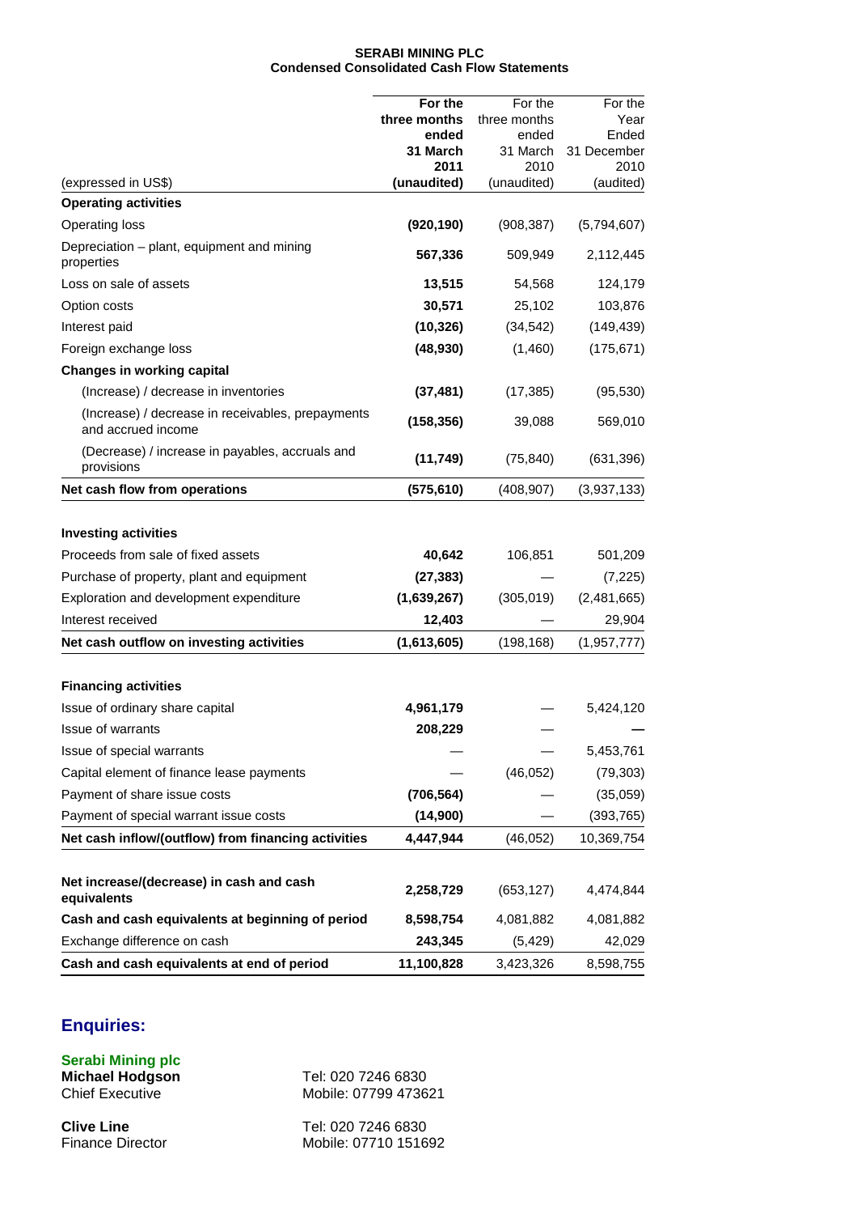**SERABI MINING PLC**
**Condensed Consolidated Cash Flow Statements**

| (expressed in US$) | **For the three months ended 31 March 2011 (unaudited)** | For the three months ended 31 March 2010 (unaudited) | For the Year Ended 31 December 2010 (audited) |
|---|---|---|---|
| **Operating activities** | | | |
| Operating loss | **(920,190)** | (908,387) | (5,794,607) |
| Depreciation – plant, equipment and mining properties | **567,336** | 509,949 | 2,112,445 |
| Loss on sale of assets | **13,515** | 54,568 | 124,179 |
| Option costs | **30,571** | 25,102 | 103,876 |
| Interest paid | **(10,326)** | (34,542) | (149,439) |
| Foreign exchange loss | **(48,930)** | (1,460) | (175,671) |
| **Changes in working capital** | | | |
| (Increase) / decrease in inventories | **(37,481)** | (17,385) | (95,530) |
| (Increase) / decrease in receivables, prepayments and accrued income | **(158,356)** | 39,088 | 569,010 |
| (Decrease) / increase in payables, accruals and provisions | **(11,749)** | (75,840) | (631,396) |
| **Net cash flow from operations** | **(575,610)** | (408,907) | (3,937,133) |
| | | | |
| **Investing activities** | | | |
| Proceeds from sale of fixed assets | **40,642** | 106,851 | 501,209 |
| Purchase of property, plant and equipment | **(27,383)** | — | (7,225) |
| Exploration and development expenditure | **(1,639,267)** | (305,019) | (2,481,665) |
| Interest received | **12,403** | — | 29,904 |
| **Net cash outflow on investing activities** | **(1,613,605)** | (198,168) | (1,957,777) |
| | | | |
| **Financing activities** | | | |
| Issue of ordinary share capital | **4,961,179** | — | 5,424,120 |
| Issue of warrants | **208,229** | — | **—** |
| Issue of special warrants | — | — | 5,453,761 |
| Capital element of finance lease payments | — | (46,052) | (79,303) |
| Payment of share issue costs | **(706,564)** | — | (35,059) |
| Payment of special warrant issue costs | **(14,900)** | — | (393,765) |
| **Net cash inflow/(outflow) from financing activities** | **4,447,944** | (46,052) | 10,369,754 |
| | | | |
| **Net increase/(decrease) in cash and cash equivalents** | **2,258,729** | (653,127) | 4,474,844 |
| **Cash and cash equivalents at beginning of period** | **8,598,754** | 4,081,882 | 4,081,882 |
| Exchange difference on cash | **243,345** | (5,429) | 42,029 |
| **Cash and cash equivalents at end of period** | **11,100,828** | 3,423,326 | 8,598,755 |

## Enquiries:

**Serabi Mining plc**

**Michael Hodgson** — Tel: 020 7246 6830
Chief Executive — Mobile: 07799 473621

**Clive Line** — Tel: 020 7246 6830
Finance Director — Mobile: 07710 151692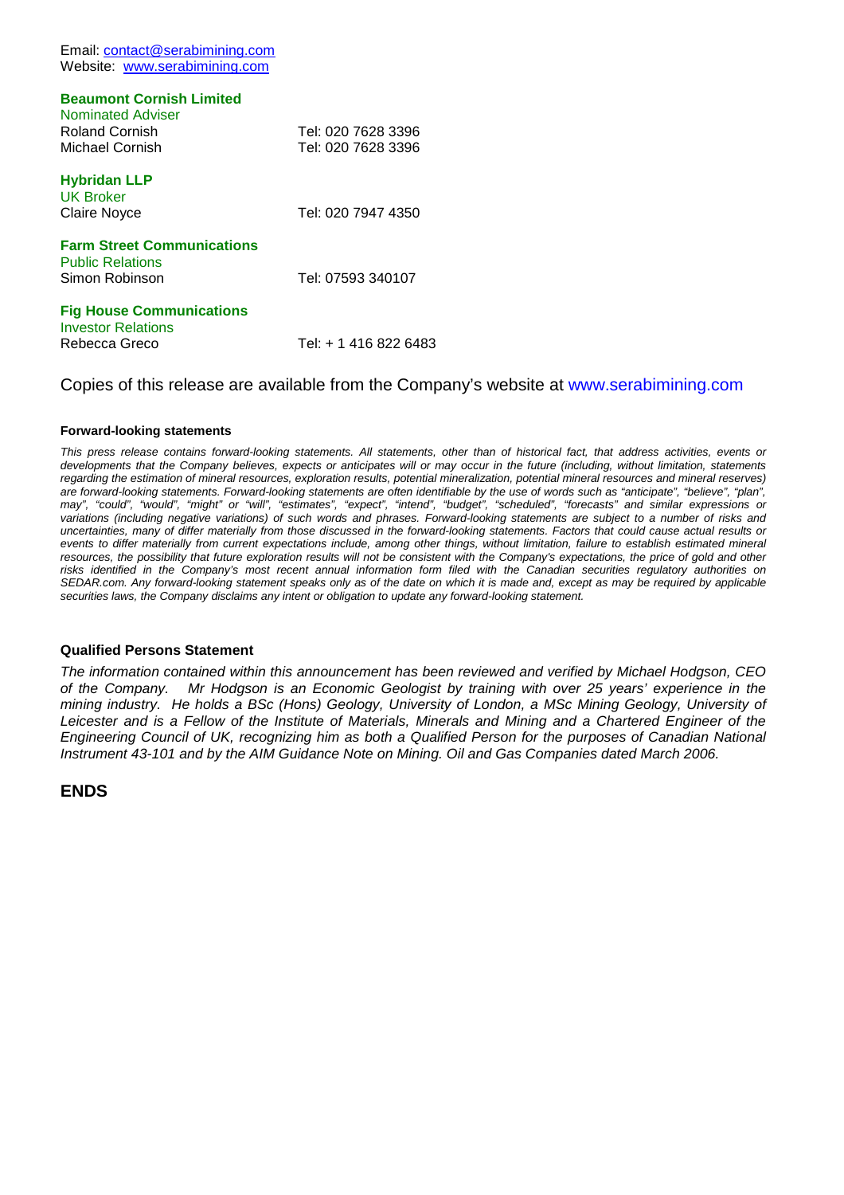Email: [contact@serabimining.com](mailto:contact@serabimining.com)
Website: [www.serabimining.com](http://www.serabimining.com)

**Beaumont Cornish Limited**
Nominated Adviser

| | |
|---|---|
| Roland Cornish | Tel: 020 7628 3396 |
| Michael Cornish | Tel: 020 7628 3396 |

**Hybridan LLP**
UK Broker

| | |
|---|---|
| Claire Noyce | Tel: 020 7947 4350 |

**Farm Street Communications**
Public Relations

| | |
|---|---|
| Simon Robinson | Tel: 07593 340107 |

**Fig House Communications**
Investor Relations

| | |
|---|---|
| Rebecca Greco | Tel: + 1 416 822 6483 |

Copies of this release are available from the Company's website at www.serabimining.com

**Forward-looking statements**

*This press release contains forward-looking statements. All statements, other than of historical fact, that address activities, events or developments that the Company believes, expects or anticipates will or may occur in the future (including, without limitation, statements regarding the estimation of mineral resources, exploration results, potential mineralization, potential mineral resources and mineral reserves) are forward-looking statements. Forward-looking statements are often identifiable by the use of words such as "anticipate", "believe", "plan", may", "could", "would", "might" or "will", "estimates", "expect", "intend", "budget", "scheduled", "forecasts" and similar expressions or variations (including negative variations) of such words and phrases. Forward-looking statements are subject to a number of risks and uncertainties, many of differ materially from those discussed in the forward-looking statements. Factors that could cause actual results or events to differ materially from current expectations include, among other things, without limitation, failure to establish estimated mineral resources, the possibility that future exploration results will not be consistent with the Company's expectations, the price of gold and other risks identified in the Company's most recent annual information form filed with the Canadian securities regulatory authorities on SEDAR.com. Any forward-looking statement speaks only as of the date on which it is made and, except as may be required by applicable securities laws, the Company disclaims any intent or obligation to update any forward-looking statement.*

**Qualified Persons Statement**

*The information contained within this announcement has been reviewed and verified by Michael Hodgson, CEO of the Company. Mr Hodgson is an Economic Geologist by training with over 25 years' experience in the mining industry. He holds a BSc (Hons) Geology, University of London, a MSc Mining Geology, University of Leicester and is a Fellow of the Institute of Materials, Minerals and Mining and a Chartered Engineer of the Engineering Council of UK, recognizing him as both a Qualified Person for the purposes of Canadian National Instrument 43-101 and by the AIM Guidance Note on Mining. Oil and Gas Companies dated March 2006.*

## ENDS